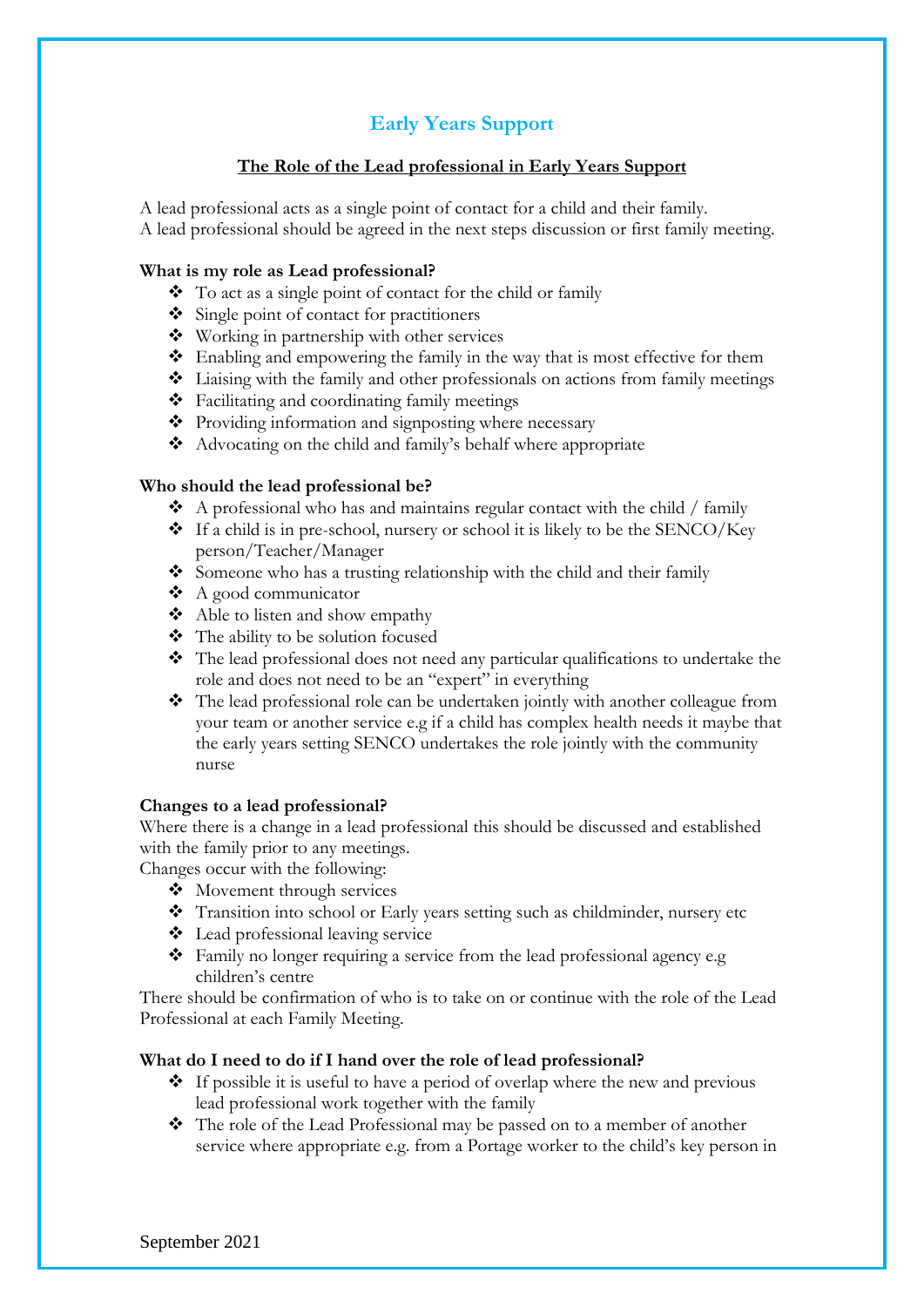# Early Years Support

## The Role of the Lead professional in Early Years Support

A lead professional acts as a single point of contact for a child and their family.
A lead professional should be agreed in the next steps discussion or first family meeting.

**What is my role as Lead professional?**

- To act as a single point of contact for the child or family
- Single point of contact for practitioners
- Working in partnership with other services
- Enabling and empowering the family in the way that is most effective for them
- Liaising with the family and other professionals on actions from family meetings
- Facilitating and coordinating family meetings
- Providing information and signposting where necessary
- Advocating on the child and family's behalf where appropriate

**Who should the lead professional be?**

- A professional who has and maintains regular contact with the child / family
- If a child is in pre-school, nursery or school it is likely to be the SENCO/Key person/Teacher/Manager
- Someone who has a trusting relationship with the child and their family
- A good communicator
- Able to listen and show empathy
- The ability to be solution focused
- The lead professional does not need any particular qualifications to undertake the role and does not need to be an "expert" in everything
- The lead professional role can be undertaken jointly with another colleague from your team or another service e.g if a child has complex health needs it maybe that the early years setting SENCO undertakes the role jointly with the community nurse

**Changes to a lead professional?**

Where there is a change in a lead professional this should be discussed and established with the family prior to any meetings.
Changes occur with the following:

- Movement through services
- Transition into school or Early years setting such as childminder, nursery etc
- Lead professional leaving service
- Family no longer requiring a service from the lead professional agency e.g children's centre

There should be confirmation of who is to take on or continue with the role of the Lead Professional at each Family Meeting.

**What do I need to do if I hand over the role of lead professional?**

- If possible it is useful to have a period of overlap where the new and previous lead professional work together with the family
- The role of the Lead Professional may be passed on to a member of another service where appropriate e.g. from a Portage worker to the child's key person in

September 2021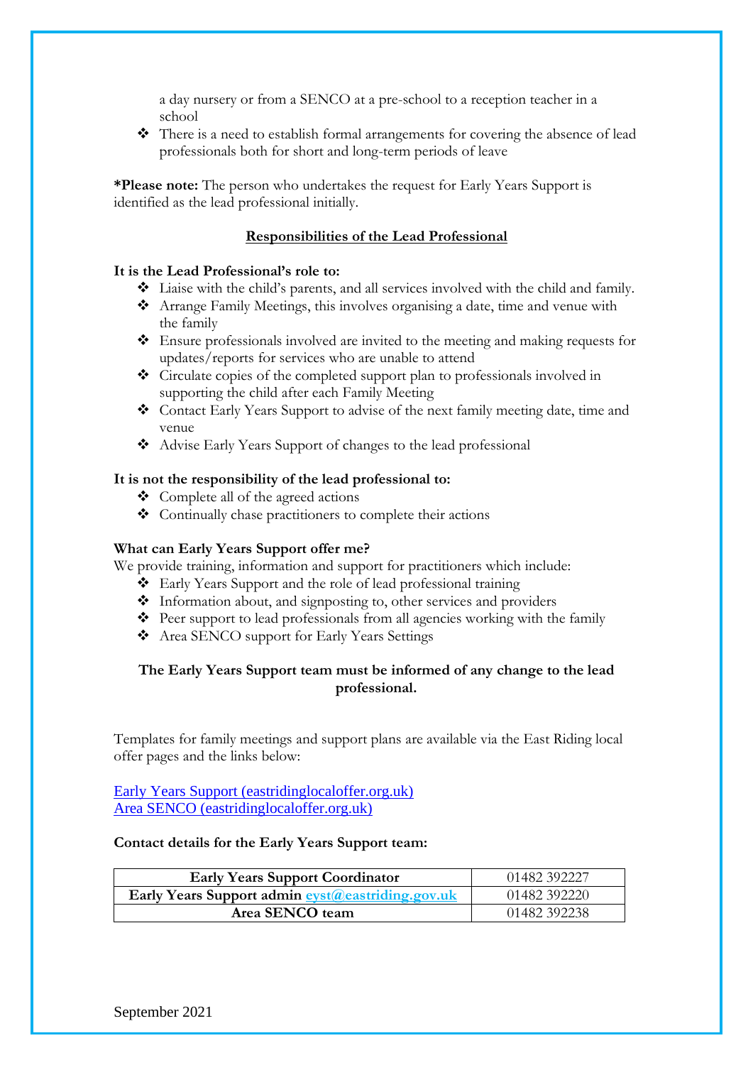a day nursery or from a SENCO at a pre-school to a reception teacher in a school

- There is a need to establish formal arrangements for covering the absence of lead professionals both for short and long-term periods of leave

***Please note:** The person who undertakes the request for Early Years Support is identified as the lead professional initially.

## Responsibilities of the Lead Professional

**It is the Lead Professional's role to:**

- Liaise with the child's parents, and all services involved with the child and family.
- Arrange Family Meetings, this involves organising a date, time and venue with the family
- Ensure professionals involved are invited to the meeting and making requests for updates/reports for services who are unable to attend
- Circulate copies of the completed support plan to professionals involved in supporting the child after each Family Meeting
- Contact Early Years Support to advise of the next family meeting date, time and venue
- Advise Early Years Support of changes to the lead professional

**It is not the responsibility of the lead professional to:**

- Complete all of the agreed actions
- Continually chase practitioners to complete their actions

**What can Early Years Support offer me?**

We provide training, information and support for practitioners which include:

- Early Years Support and the role of lead professional training
- Information about, and signposting to, other services and providers
- Peer support to lead professionals from all agencies working with the family
- Area SENCO support for Early Years Settings

**The Early Years Support team must be informed of any change to the lead professional.**

Templates for family meetings and support plans are available via the East Riding local offer pages and the links below:

[Early Years Support (eastridinglocaloffer.org.uk)](eastridinglocaloffer.org.uk)
[Area SENCO (eastridinglocaloffer.org.uk)](eastridinglocaloffer.org.uk)

**Contact details for the Early Years Support team:**

| | |
|---|---|
| **Early Years Support Coordinator** | 01482 392227 |
| **Early Years Support admin** [eyst@eastriding.gov.uk](mailto:eyst@eastriding.gov.uk) | 01482 392220 |
| **Area SENCO team** | 01482 392238 |

September 2021